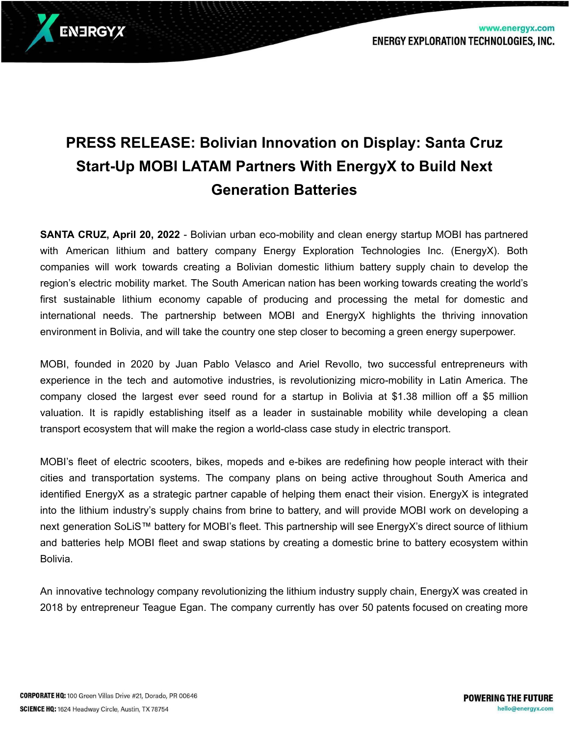# PRESS RELEASE: Bolivian Innovation on Display: Santa Cruz Start-Up MOBI LATAM Partners With EnergyX to Build Next Generation Batteries

**SANTA CRUZ, April 20, 2022** - Bolivian urban eco-mobility and clean energy startup MOBI has partnered with American lithium and battery company Energy Exploration Technologies Inc. (EnergyX). Both companies will work towards creating a Bolivian domestic lithium battery supply chain to develop the region's electric mobility market. The South American nation has been working towards creating the world's first sustainable lithium economy capable of producing and processing the metal for domestic and international needs. The partnership between MOBI and EnergyX highlights the thriving innovation environment in Bolivia, and will take the country one step closer to becoming a green energy superpower.

MOBI, founded in 2020 by Juan Pablo Velasco and Ariel Revollo, two successful entrepreneurs with experience in the tech and automotive industries, is revolutionizing micro-mobility in Latin America. The company closed the largest ever seed round for a startup in Bolivia at $1.38 million off a $5 million valuation. It is rapidly establishing itself as a leader in sustainable mobility while developing a clean transport ecosystem that will make the region a world-class case study in electric transport.

MOBI's fleet of electric scooters, bikes, mopeds and e-bikes are redefining how people interact with their cities and transportation systems. The company plans on being active throughout South America and identified EnergyX as a strategic partner capable of helping them enact their vision. EnergyX is integrated into the lithium industry's supply chains from brine to battery, and will provide MOBI work on developing a next generation SoLiS™ battery for MOBI's fleet. This partnership will see EnergyX's direct source of lithium and batteries help MOBI fleet and swap stations by creating a domestic brine to battery ecosystem within Bolivia.

An innovative technology company revolutionizing the lithium industry supply chain, EnergyX was created in 2018 by entrepreneur Teague Egan. The company currently has over 50 patents focused on creating more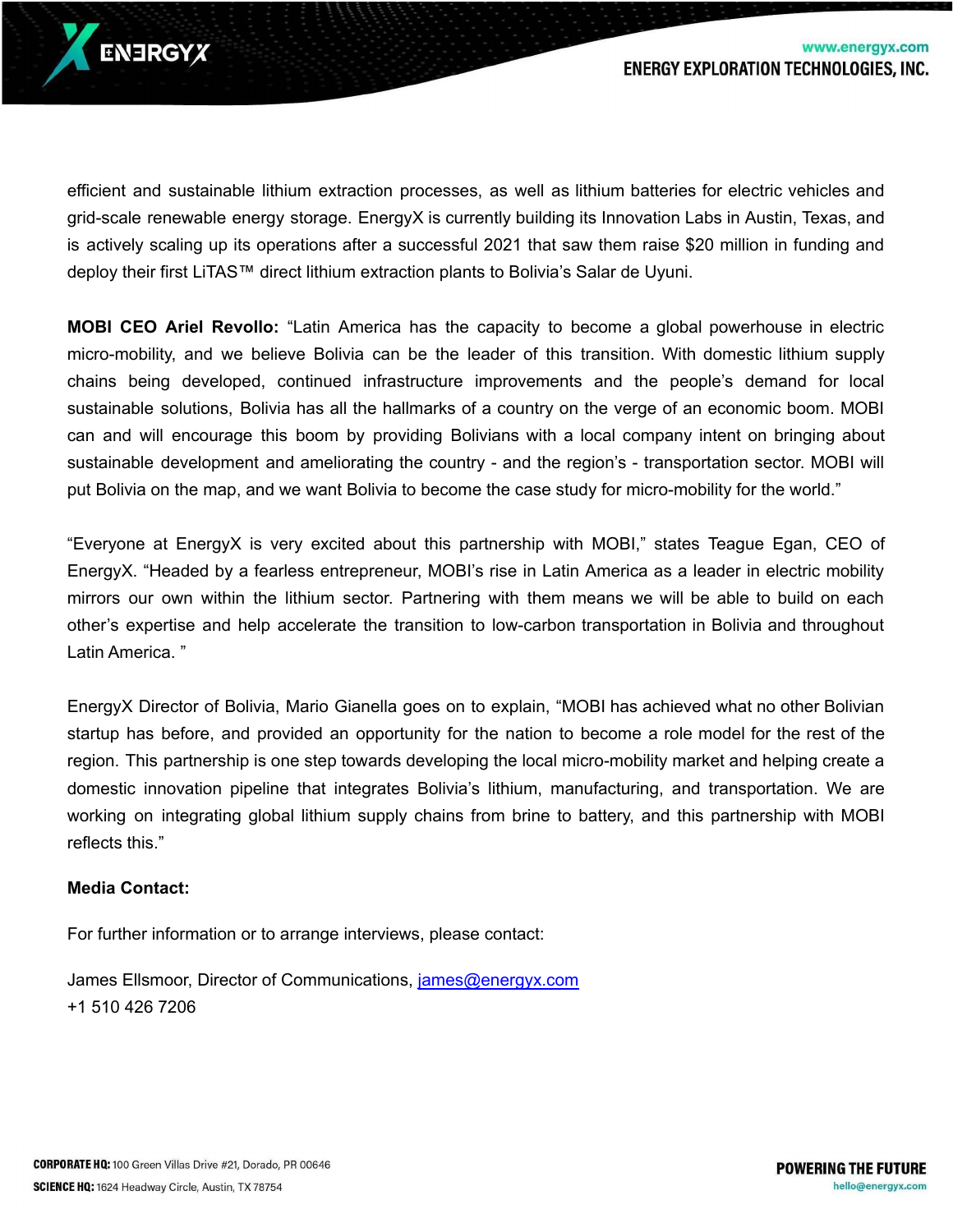efficient and sustainable lithium extraction processes, as well as lithium batteries for electric vehicles and grid-scale renewable energy storage. EnergyX is currently building its Innovation Labs in Austin, Texas, and is actively scaling up its operations after a successful 2021 that saw them raise $20 million in funding and deploy their first LiTAS™ direct lithium extraction plants to Bolivia's Salar de Uyuni.

**MOBI CEO Ariel Revollo:** "Latin America has the capacity to become a global powerhouse in electric micro-mobility, and we believe Bolivia can be the leader of this transition. With domestic lithium supply chains being developed, continued infrastructure improvements and the people's demand for local sustainable solutions, Bolivia has all the hallmarks of a country on the verge of an economic boom. MOBI can and will encourage this boom by providing Bolivians with a local company intent on bringing about sustainable development and ameliorating the country - and the region's - transportation sector. MOBI will put Bolivia on the map, and we want Bolivia to become the case study for micro-mobility for the world."

"Everyone at EnergyX is very excited about this partnership with MOBI," states Teague Egan, CEO of EnergyX. "Headed by a fearless entrepreneur, MOBI's rise in Latin America as a leader in electric mobility mirrors our own within the lithium sector. Partnering with them means we will be able to build on each other's expertise and help accelerate the transition to low-carbon transportation in Bolivia and throughout Latin America. "

EnergyX Director of Bolivia, Mario Gianella goes on to explain, "MOBI has achieved what no other Bolivian startup has before, and provided an opportunity for the nation to become a role model for the rest of the region. This partnership is one step towards developing the local micro-mobility market and helping create a domestic innovation pipeline that integrates Bolivia's lithium, manufacturing, and transportation. We are working on integrating global lithium supply chains from brine to battery, and this partnership with MOBI reflects this."

**Media Contact:**

For further information or to arrange interviews, please contact:

James Ellsmoor, Director of Communications, james@energyx.com
+1 510 426 7206